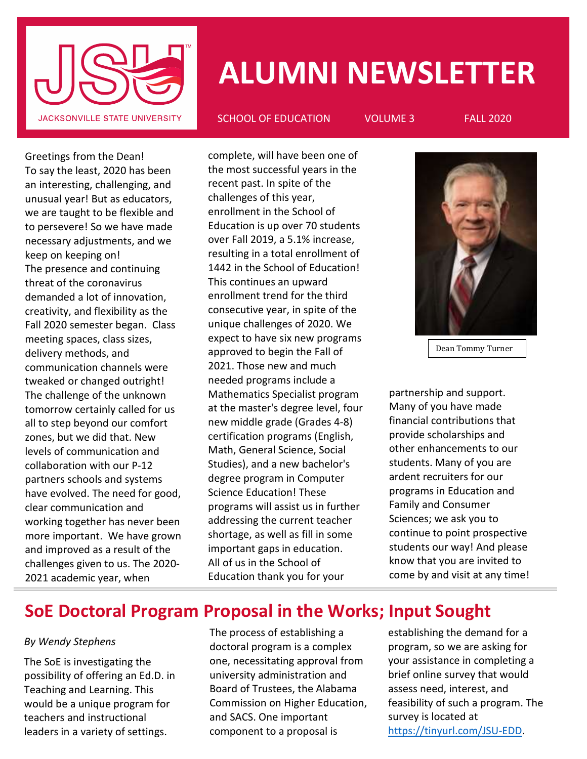# ALUMNI NEWSLETTER

SCHOOL OF EDUCATION VOLUME 3 FALL 2020

Greetings from the Dean!
To say the least, 2020 has been an interesting, challenging, and unusual year! But as educators, we are taught to be flexible and to persevere! So we have made necessary adjustments, and we keep on keeping on!
The presence and continuing threat of the coronavirus demanded a lot of innovation, creativity, and flexibility as the Fall 2020 semester began. Class meeting spaces, class sizes, delivery methods, and communication channels were tweaked or changed outright! The challenge of the unknown tomorrow certainly called for us all to step beyond our comfort zones, but we did that. New levels of communication and collaboration with our P-12 partners schools and systems have evolved. The need for good, clear communication and working together has never been more important. We have grown and improved as a result of the challenges given to us. The 2020-2021 academic year, when complete, will have been one of the most successful years in the recent past. In spite of the challenges of this year, enrollment in the School of Education is up over 70 students over Fall 2019, a 5.1% increase, resulting in a total enrollment of 1442 in the School of Education! This continues an upward enrollment trend for the third consecutive year, in spite of the unique challenges of 2020. We expect to have six new programs approved to begin the Fall of 2021. Those new and much needed programs include a Mathematics Specialist program at the master's degree level, four new middle grade (Grades 4-8) certification programs (English, Math, General Science, Social Studies), and a new bachelor's degree program in Computer Science Education! These programs will assist us in further addressing the current teacher shortage, as well as fill in some important gaps in education. All of us in the School of Education thank you for your partnership and support. Many of you have made financial contributions that provide scholarships and other enhancements to our students. Many of you are ardent recruiters for our programs in Education and Family and Consumer Sciences; we ask you to continue to point prospective students our way! And please know that you are invited to come by and visit at any time!

Dean Tommy Turner

## SoE Doctoral Program Proposal in the Works; Input Sought

*By Wendy Stephens*

The SoE is investigating the possibility of offering an Ed.D. in Teaching and Learning. This would be a unique program for teachers and instructional leaders in a variety of settings. The process of establishing a doctoral program is a complex one, necessitating approval from university administration and Board of Trustees, the Alabama Commission on Higher Education, and SACS. One important component to a proposal is establishing the demand for a program, so we are asking for your assistance in completing a brief online survey that would assess need, interest, and feasibility of such a program. The survey is located at https://tinyurl.com/JSU-EDD.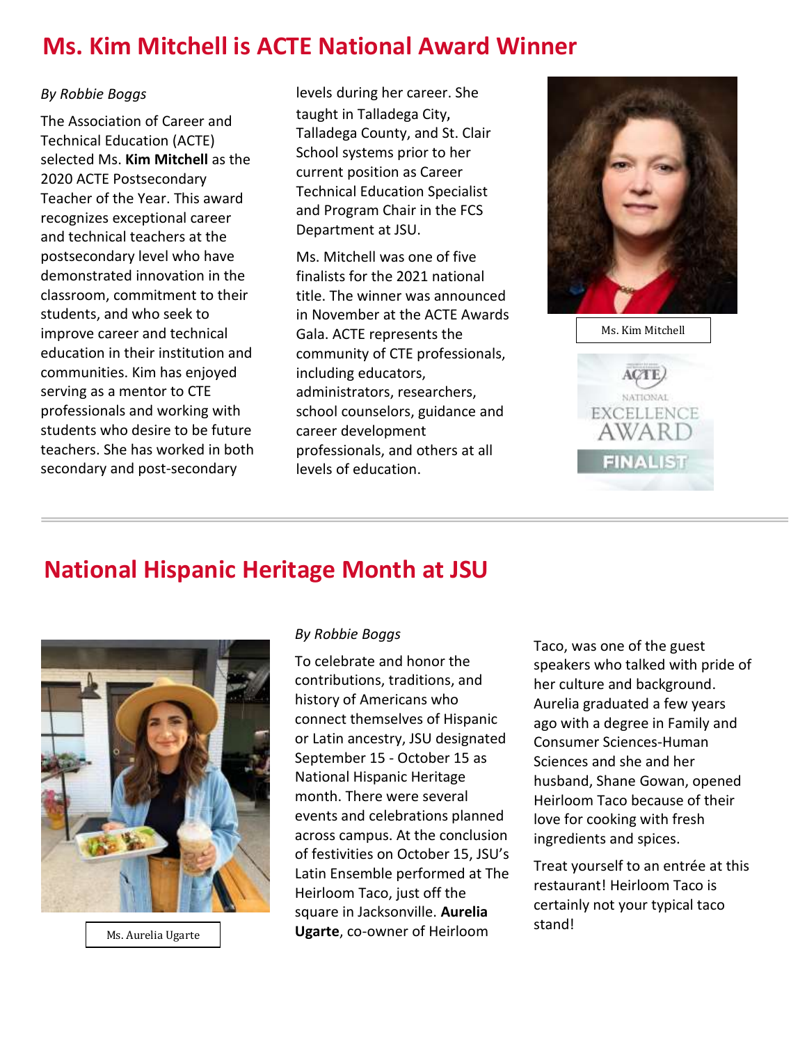## Ms. Kim Mitchell is ACTE National Award Winner

*By Robbie Boggs*

The Association of Career and Technical Education (ACTE) selected Ms. **Kim Mitchell** as the 2020 ACTE Postsecondary Teacher of the Year. This award recognizes exceptional career and technical teachers at the postsecondary level who have demonstrated innovation in the classroom, commitment to their students, and who seek to improve career and technical education in their institution and communities. Kim has enjoyed serving as a mentor to CTE professionals and working with students who desire to be future teachers. She has worked in both secondary and post-secondary levels during her career. She taught in Talladega City, Talladega County, and St. Clair School systems prior to her current position as Career Technical Education Specialist and Program Chair in the FCS Department at JSU.

Ms. Mitchell was one of five finalists for the 2021 national title. The winner was announced in November at the ACTE Awards Gala. ACTE represents the community of CTE professionals, including educators, administrators, researchers, school counselors, guidance and career development professionals, and others at all levels of education.

Ms. Kim Mitchell

ACTE NATIONAL EXCELLENCE AWARD FINALIST

---

## National Hispanic Heritage Month at JSU

Ms. Aurelia Ugarte

*By Robbie Boggs*

To celebrate and honor the contributions, traditions, and history of Americans who connect themselves of Hispanic or Latin ancestry, JSU designated September 15 - October 15 as National Hispanic Heritage month. There were several events and celebrations planned across campus. At the conclusion of festivities on October 15, JSU's Latin Ensemble performed at The Heirloom Taco, just off the square in Jacksonville. **Aurelia Ugarte**, co-owner of Heirloom Taco, was one of the guest speakers who talked with pride of her culture and background. Aurelia graduated a few years ago with a degree in Family and Consumer Sciences-Human Sciences and she and her husband, Shane Gowan, opened Heirloom Taco because of their love for cooking with fresh ingredients and spices.

Treat yourself to an entrée at this restaurant! Heirloom Taco is certainly not your typical taco stand!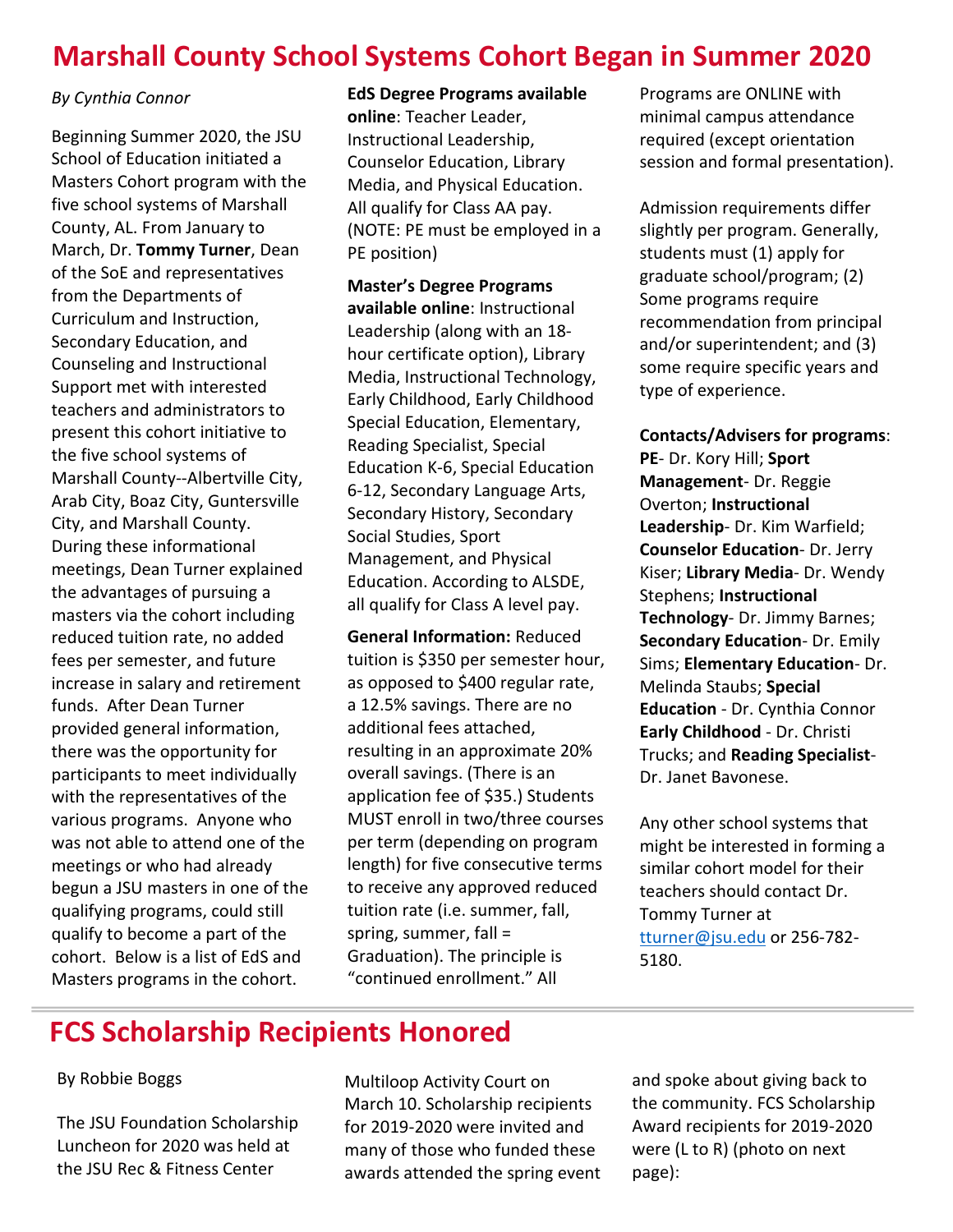# Marshall County School Systems Cohort Began in Summer 2020

*By Cynthia Connor*

Beginning Summer 2020, the JSU School of Education initiated a Masters Cohort program with the five school systems of Marshall County, AL. From January to March, Dr. **Tommy Turner**, Dean of the SoE and representatives from the Departments of Curriculum and Instruction, Secondary Education, and Counseling and Instructional Support met with interested teachers and administrators to present this cohort initiative to the five school systems of Marshall County--Albertville City, Arab City, Boaz City, Guntersville City, and Marshall County. During these informational meetings, Dean Turner explained the advantages of pursuing a masters via the cohort including reduced tuition rate, no added fees per semester, and future increase in salary and retirement funds. After Dean Turner provided general information, there was the opportunity for participants to meet individually with the representatives of the various programs. Anyone who was not able to attend one of the meetings or who had already begun a JSU masters in one of the qualifying programs, could still qualify to become a part of the cohort. Below is a list of EdS and Masters programs in the cohort.

**EdS Degree Programs available online**: Teacher Leader, Instructional Leadership, Counselor Education, Library Media, and Physical Education. All qualify for Class AA pay. (NOTE: PE must be employed in a PE position)

**Master's Degree Programs available online**: Instructional Leadership (along with an 18-hour certificate option), Library Media, Instructional Technology, Early Childhood, Early Childhood Special Education, Elementary, Reading Specialist, Special Education K-6, Special Education 6-12, Secondary Language Arts, Secondary History, Secondary Social Studies, Sport Management, and Physical Education. According to ALSDE, all qualify for Class A level pay.

**General Information:** Reduced tuition is $350 per semester hour, as opposed to $400 regular rate, a 12.5% savings. There are no additional fees attached, resulting in an approximate 20% overall savings. (There is an application fee of $35.) Students MUST enroll in two/three courses per term (depending on program length) for five consecutive terms to receive any approved reduced tuition rate (i.e. summer, fall, spring, summer, fall = Graduation). The principle is "continued enrollment." All Programs are ONLINE with minimal campus attendance required (except orientation session and formal presentation).

Admission requirements differ slightly per program. Generally, students must (1) apply for graduate school/program; (2) Some programs require recommendation from principal and/or superintendent; and (3) some require specific years and type of experience.

**Contacts/Advisers for programs**: **PE**- Dr. Kory Hill; **Sport Management**- Dr. Reggie Overton; **Instructional Leadership**- Dr. Kim Warfield; **Counselor Education**- Dr. Jerry Kiser; **Library Media**- Dr. Wendy Stephens; **Instructional Technology**- Dr. Jimmy Barnes; **Secondary Education**- Dr. Emily Sims; **Elementary Education**- Dr. Melinda Staubs; **Special Education** - Dr. Cynthia Connor **Early Childhood** - Dr. Christi Trucks; and **Reading Specialist**- Dr. Janet Bavonese.

Any other school systems that might be interested in forming a similar cohort model for their teachers should contact Dr. Tommy Turner at tturner@jsu.edu or 256-782-5180.

# FCS Scholarship Recipients Honored

By Robbie Boggs

The JSU Foundation Scholarship Luncheon for 2020 was held at the JSU Rec & Fitness Center Multiloop Activity Court on March 10. Scholarship recipients for 2019-2020 were invited and many of those who funded these awards attended the spring event and spoke about giving back to the community. FCS Scholarship Award recipients for 2019-2020 were (L to R) (photo on next page):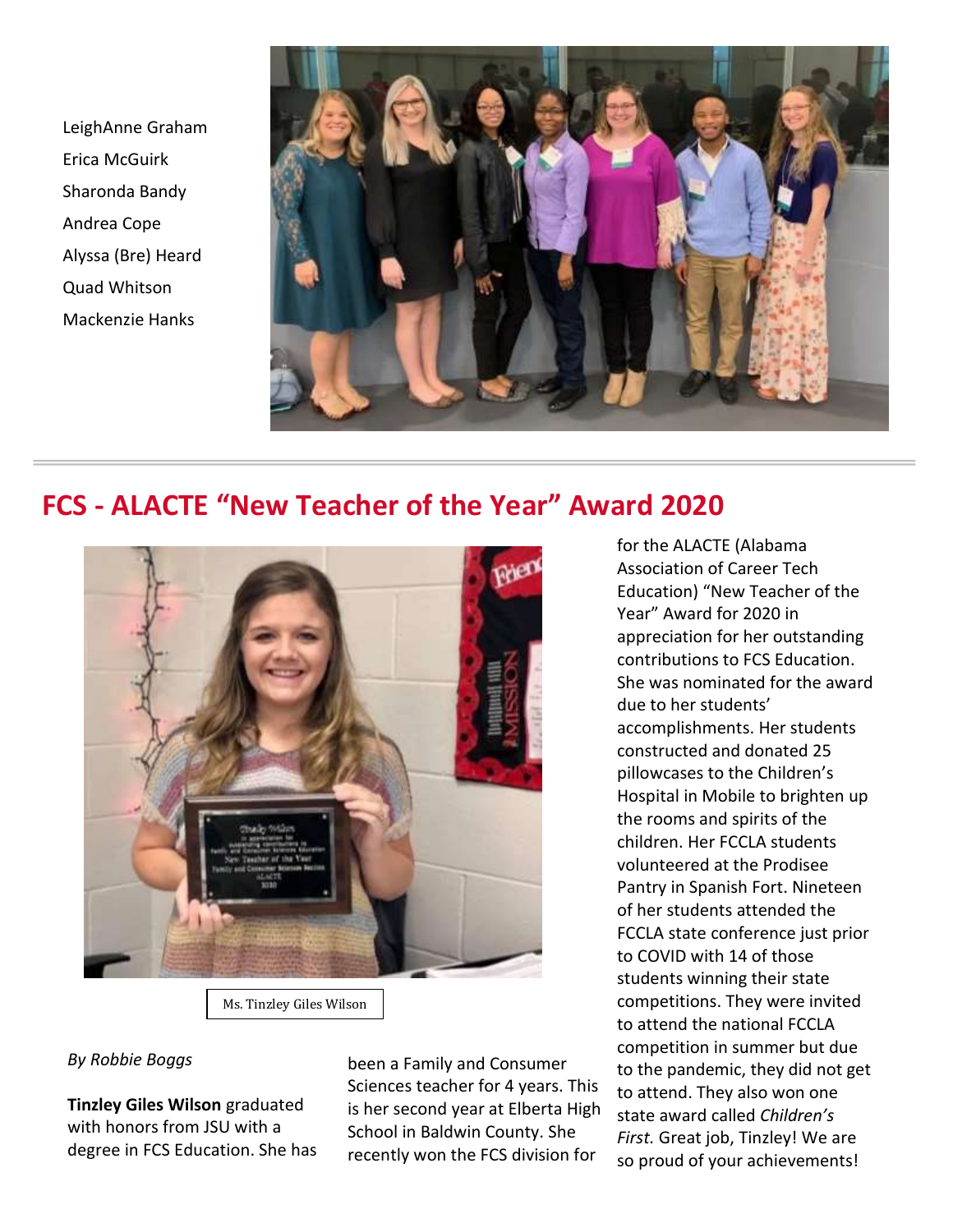LeighAnne Graham
Erica McGuirk
Sharonda Bandy
Andrea Cope
Alyssa (Bre) Heard
Quad Whitson
Mackenzie Hanks

## FCS - ALACTE "New Teacher of the Year" Award 2020

Ms. Tinzley Giles Wilson

*By Robbie Boggs*

**Tinzley Giles Wilson** graduated with honors from JSU with a degree in FCS Education. She has been a Family and Consumer Sciences teacher for 4 years. This is her second year at Elberta High School in Baldwin County. She recently won the FCS division for for the ALACTE (Alabama Association of Career Tech Education) "New Teacher of the Year" Award for 2020 in appreciation for her outstanding contributions to FCS Education. She was nominated for the award due to her students' accomplishments. Her students constructed and donated 25 pillowcases to the Children's Hospital in Mobile to brighten up the rooms and spirits of the children. Her FCCLA students volunteered at the Prodisee Pantry in Spanish Fort. Nineteen of her students attended the FCCLA state conference just prior to COVID with 14 of those students winning their state competitions. They were invited to attend the national FCCLA competition in summer but due to the pandemic, they did not get to attend. They also won one state award called *Children's First.* Great job, Tinzley! We are so proud of your achievements!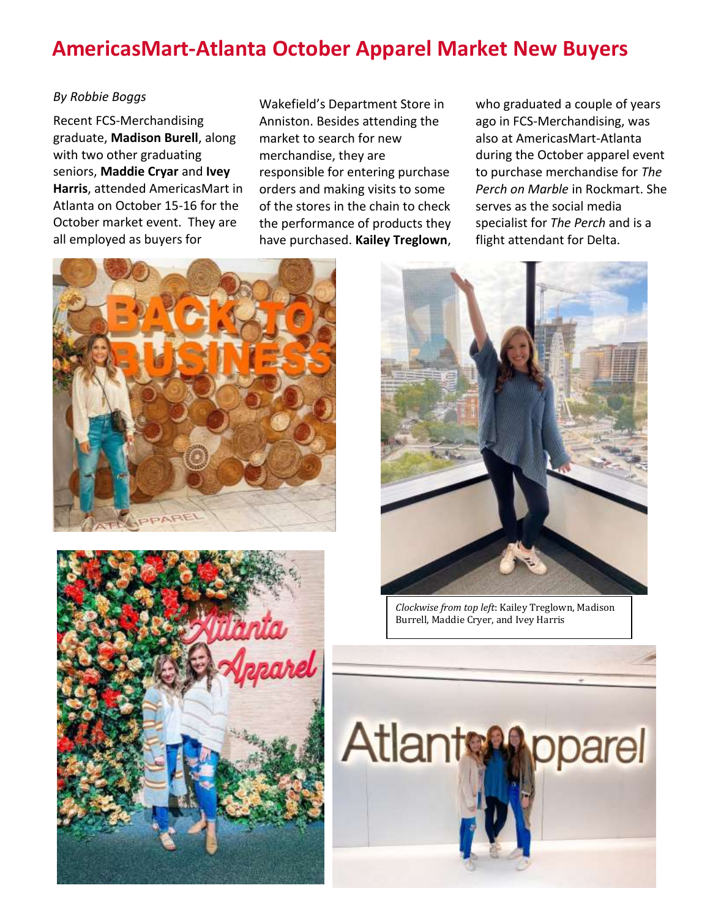# AmericasMart-Atlanta October Apparel Market New Buyers

*By Robbie Boggs*

Recent FCS-Merchandising graduate, **Madison Burell**, along with two other graduating seniors, **Maddie Cryar** and **Ivey Harris**, attended AmericasMart in Atlanta on October 15-16 for the October market event. They are all employed as buyers for Wakefield's Department Store in Anniston. Besides attending the market to search for new merchandise, they are responsible for entering purchase orders and making visits to some of the stores in the chain to check the performance of products they have purchased. **Kailey Treglown**, who graduated a couple of years ago in FCS-Merchandising, was also at AmericasMart-Atlanta during the October apparel event to purchase merchandise for *The Perch on Marble* in Rockmart. She serves as the social media specialist for *The Perch* and is a flight attendant for Delta.

*Clockwise from top left*: Kailey Treglown, Madison Burrell, Maddie Cryer, and Ivey Harris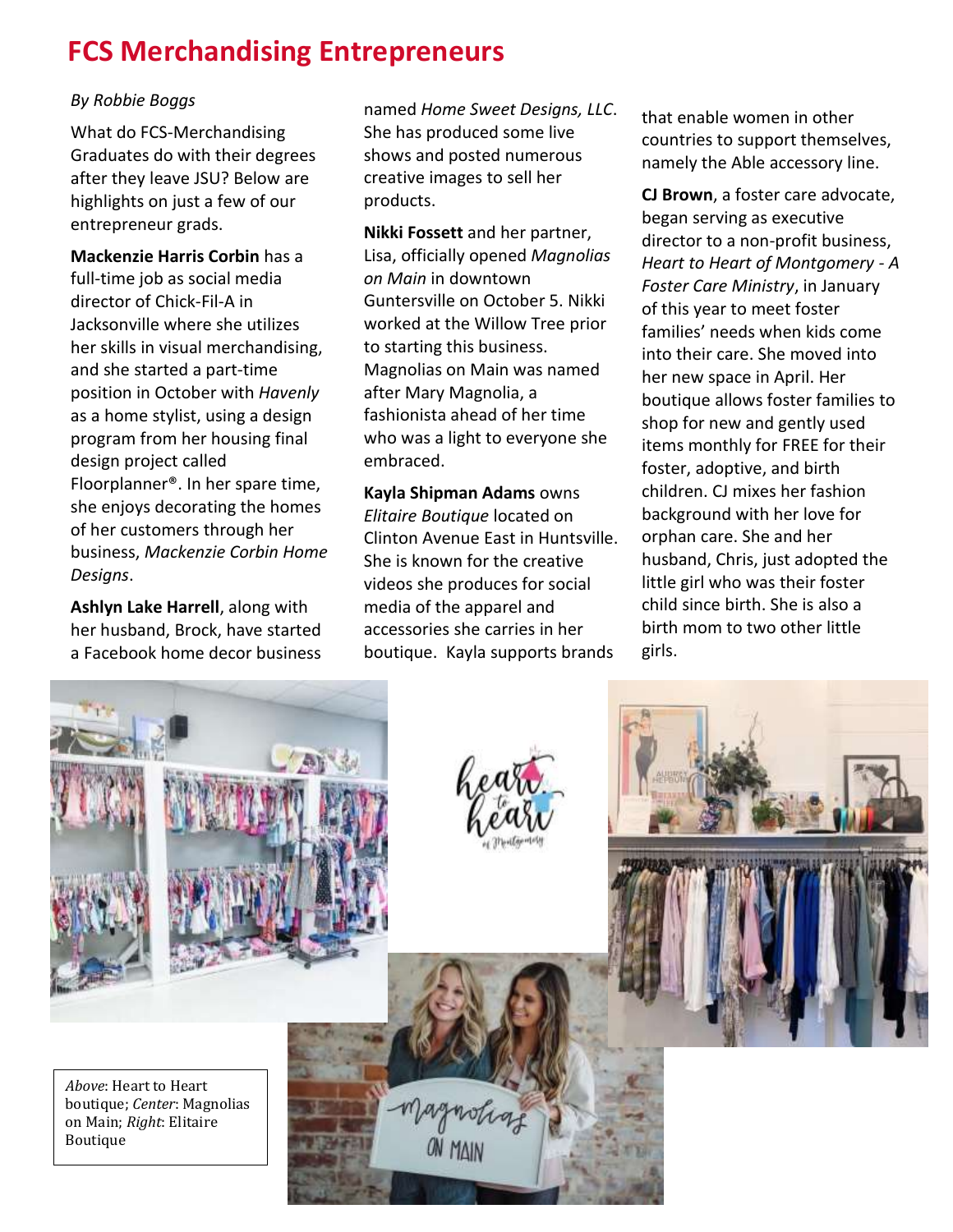# FCS Merchandising Entrepreneurs

*By Robbie Boggs*

What do FCS-Merchandising Graduates do with their degrees after they leave JSU? Below are highlights on just a few of our entrepreneur grads.

**Mackenzie Harris Corbin** has a full-time job as social media director of Chick-Fil-A in Jacksonville where she utilizes her skills in visual merchandising, and she started a part-time position in October with *Havenly* as a home stylist, using a design program from her housing final design project called Floorplanner®. In her spare time, she enjoys decorating the homes of her customers through her business, *Mackenzie Corbin Home Designs*.

**Ashlyn Lake Harrell**, along with her husband, Brock, have started a Facebook home decor business named *Home Sweet Designs, LLC*. She has produced some live shows and posted numerous creative images to sell her products.

**Nikki Fossett** and her partner, Lisa, officially opened *Magnolias on Main* in downtown Guntersville on October 5. Nikki worked at the Willow Tree prior to starting this business. Magnolias on Main was named after Mary Magnolia, a fashionista ahead of her time who was a light to everyone she embraced.

**Kayla Shipman Adams** owns *Elitaire Boutique* located on Clinton Avenue East in Huntsville. She is known for the creative videos she produces for social media of the apparel and accessories she carries in her boutique. Kayla supports brands that enable women in other countries to support themselves, namely the Able accessory line.

**CJ Brown**, a foster care advocate, began serving as executive director to a non-profit business, *Heart to Heart of Montgomery - A Foster Care Ministry*, in January of this year to meet foster families' needs when kids come into their care. She moved into her new space in April. Her boutique allows foster families to shop for new and gently used items monthly for FREE for their foster, adoptive, and birth children. CJ mixes her fashion background with her love for orphan care. She and her husband, Chris, just adopted the little girl who was their foster child since birth. She is also a birth mom to two other little girls.

*Above*: Heart to Heart boutique; *Center*: Magnolias on Main; *Right*: Elitaire Boutique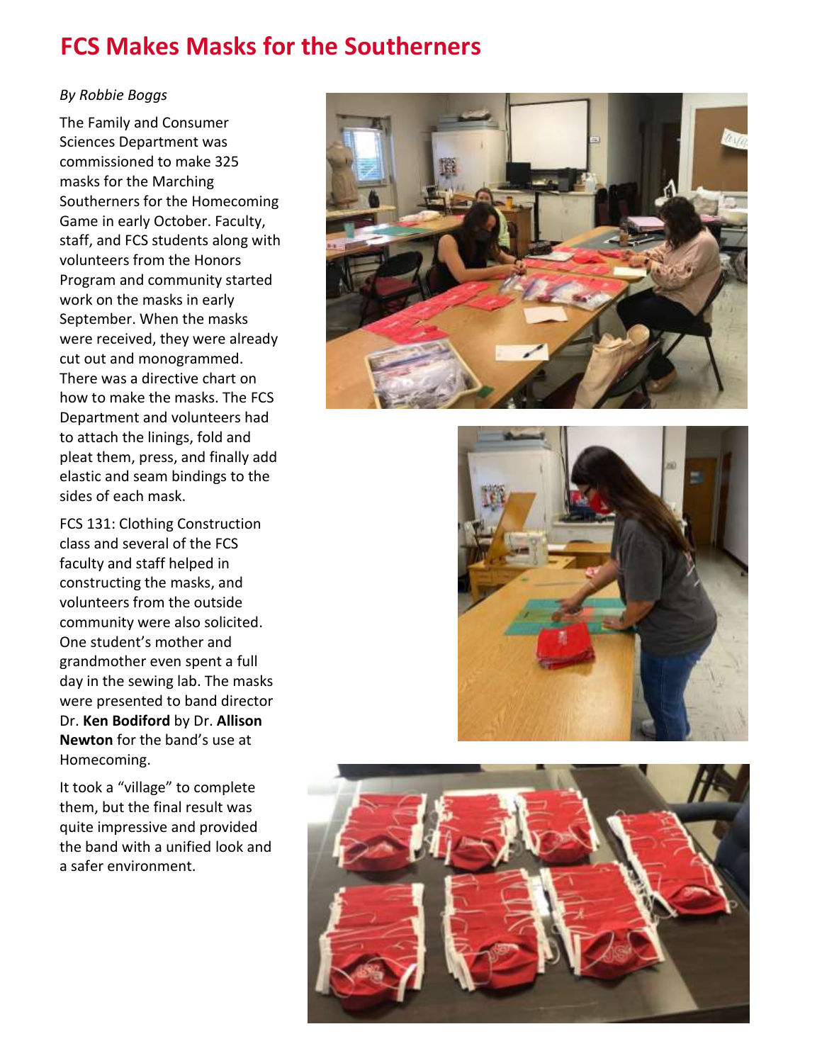# FCS Makes Masks for the Southerners

*By Robbie Boggs*

The Family and Consumer Sciences Department was commissioned to make 325 masks for the Marching Southerners for the Homecoming Game in early October. Faculty, staff, and FCS students along with volunteers from the Honors Program and community started work on the masks in early September. When the masks were received, they were already cut out and monogrammed. There was a directive chart on how to make the masks. The FCS Department and volunteers had to attach the linings, fold and pleat them, press, and finally add elastic and seam bindings to the sides of each mask.

FCS 131: Clothing Construction class and several of the FCS faculty and staff helped in constructing the masks, and volunteers from the outside community were also solicited. One student's mother and grandmother even spent a full day in the sewing lab. The masks were presented to band director Dr. **Ken Bodiford** by Dr. **Allison Newton** for the band's use at Homecoming.

It took a "village" to complete them, but the final result was quite impressive and provided the band with a unified look and a safer environment.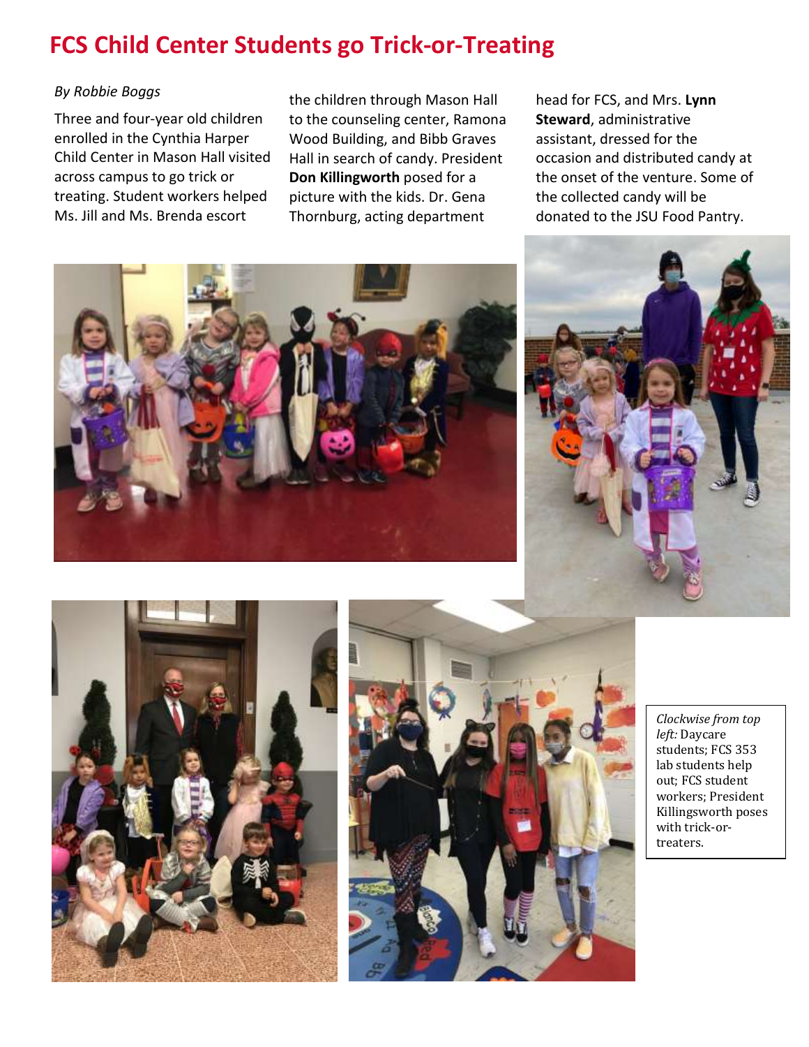# FCS Child Center Students go Trick-or-Treating

*By Robbie Boggs*

Three and four-year old children enrolled in the Cynthia Harper Child Center in Mason Hall visited across campus to go trick or treating. Student workers helped Ms. Jill and Ms. Brenda escort the children through Mason Hall to the counseling center, Ramona Wood Building, and Bibb Graves Hall in search of candy. President **Don Killingworth** posed for a picture with the kids. Dr. Gena Thornburg, acting department head for FCS, and Mrs. **Lynn Steward**, administrative assistant, dressed for the occasion and distributed candy at the onset of the venture. Some of the collected candy will be donated to the JSU Food Pantry.

*Clockwise from top left:* Daycare students; FCS 353 lab students help out; FCS student workers; President Killingsworth poses with trick-or-treaters.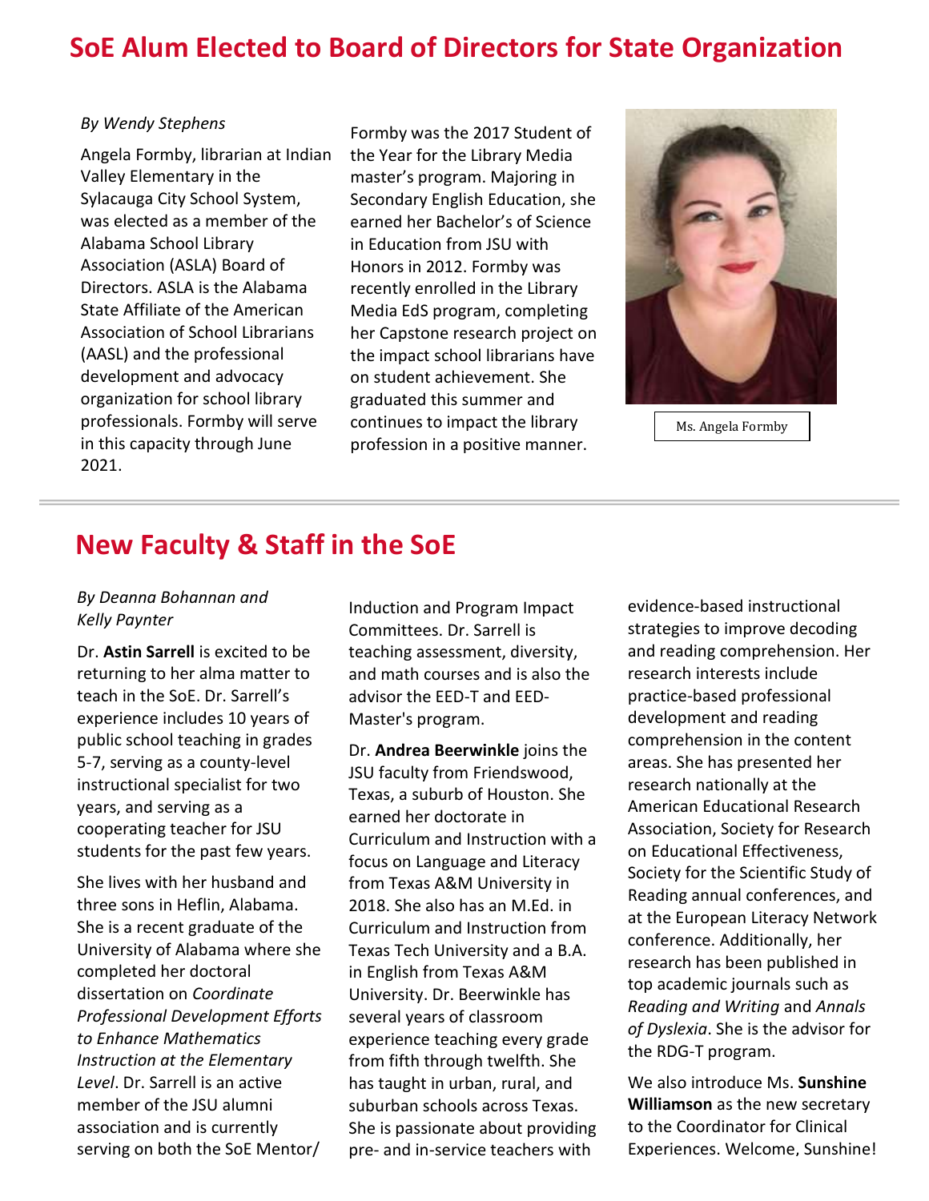# SoE Alum Elected to Board of Directors for State Organization

*By Wendy Stephens*

Angela Formby, librarian at Indian Valley Elementary in the Sylacauga City School System, was elected as a member of the Alabama School Library Association (ASLA) Board of Directors. ASLA is the Alabama State Affiliate of the American Association of School Librarians (AASL) and the professional development and advocacy organization for school library professionals. Formby will serve in this capacity through June 2021.

Formby was the 2017 Student of the Year for the Library Media master's program. Majoring in Secondary English Education, she earned her Bachelor's of Science in Education from JSU with Honors in 2012. Formby was recently enrolled in the Library Media EdS program, completing her Capstone research project on the impact school librarians have on student achievement. She graduated this summer and continues to impact the library profession in a positive manner.

Ms. Angela Formby

# New Faculty & Staff in the SoE

*By Deanna Bohannan and Kelly Paynter*

Dr. **Astin Sarrell** is excited to be returning to her alma matter to teach in the SoE. Dr. Sarrell's experience includes 10 years of public school teaching in grades 5-7, serving as a county-level instructional specialist for two years, and serving as a cooperating teacher for JSU students for the past few years.

She lives with her husband and three sons in Heflin, Alabama. She is a recent graduate of the University of Alabama where she completed her doctoral dissertation on *Coordinate Professional Development Efforts to Enhance Mathematics Instruction at the Elementary Level*. Dr. Sarrell is an active member of the JSU alumni association and is currently serving on both the SoE Mentor/Induction and Program Impact Committees. Dr. Sarrell is teaching assessment, diversity, and math courses and is also the advisor the EED-T and EED-Master's program.

Dr. **Andrea Beerwinkle** joins the JSU faculty from Friendswood, Texas, a suburb of Houston. She earned her doctorate in Curriculum and Instruction with a focus on Language and Literacy from Texas A&M University in 2018. She also has an M.Ed. in Curriculum and Instruction from Texas Tech University and a B.A. in English from Texas A&M University. Dr. Beerwinkle has several years of classroom experience teaching every grade from fifth through twelfth. She has taught in urban, rural, and suburban schools across Texas. She is passionate about providing pre- and in-service teachers with evidence-based instructional strategies to improve decoding and reading comprehension. Her research interests include practice-based professional development and reading comprehension in the content areas. She has presented her research nationally at the American Educational Research Association, Society for Research on Educational Effectiveness, Society for the Scientific Study of Reading annual conferences, and at the European Literacy Network conference. Additionally, her research has been published in top academic journals such as *Reading and Writing* and *Annals of Dyslexia*. She is the advisor for the RDG-T program.

We also introduce Ms. **Sunshine Williamson** as the new secretary to the Coordinator for Clinical Experiences. Welcome, Sunshine!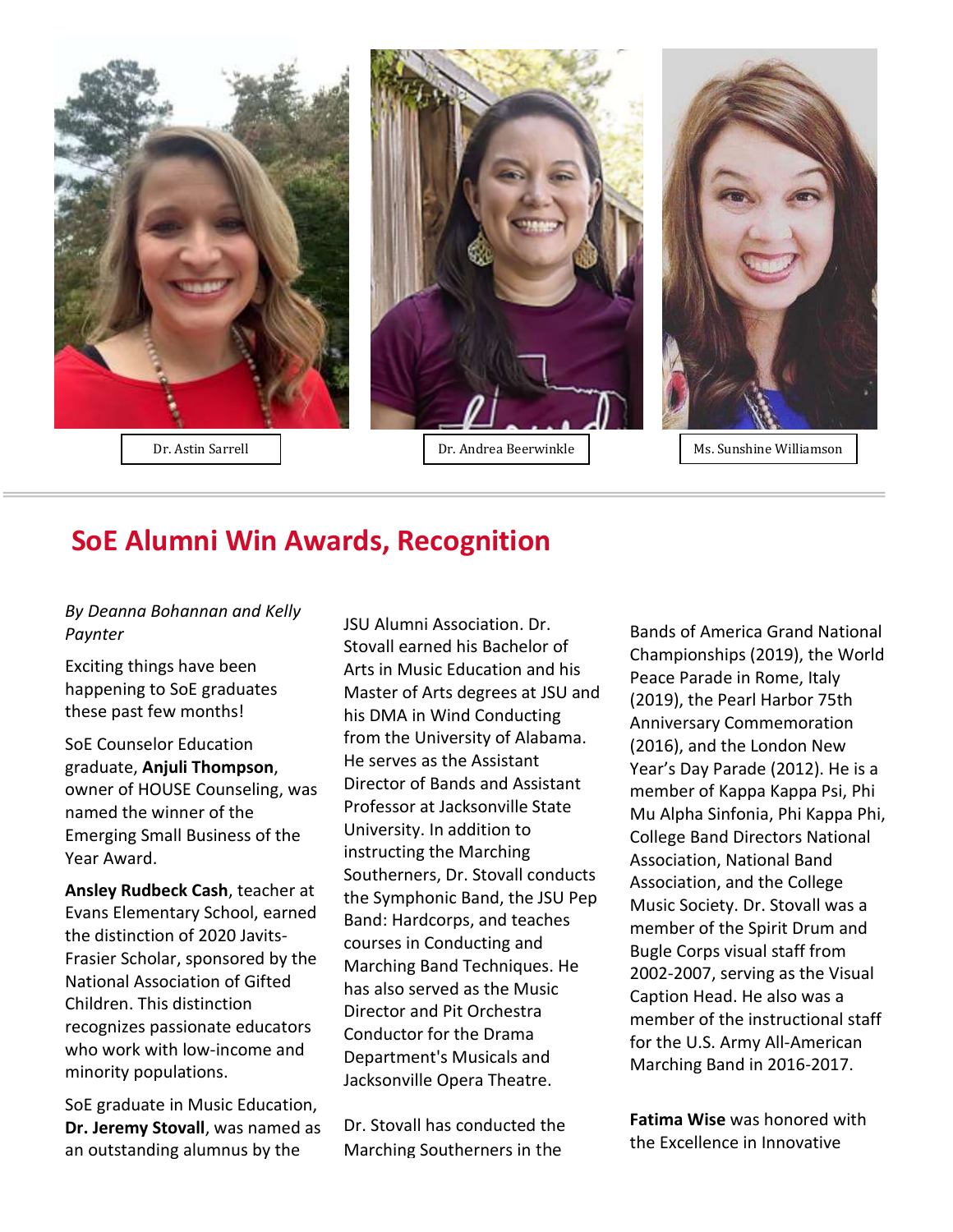Dr. Astin Sarrell

Dr. Andrea Beerwinkle

Ms. Sunshine Williamson

## SoE Alumni Win Awards, Recognition

*By Deanna Bohannan and Kelly Paynter*

Exciting things have been happening to SoE graduates these past few months!

SoE Counselor Education graduate, **Anjuli Thompson**, owner of HOUSE Counseling, was named the winner of the Emerging Small Business of the Year Award.

**Ansley Rudbeck Cash**, teacher at Evans Elementary School, earned the distinction of 2020 Javits-Frasier Scholar, sponsored by the National Association of Gifted Children. This distinction recognizes passionate educators who work with low-income and minority populations.

SoE graduate in Music Education, **Dr. Jeremy Stovall**, was named as an outstanding alumnus by the JSU Alumni Association. Dr. Stovall earned his Bachelor of Arts in Music Education and his Master of Arts degrees at JSU and his DMA in Wind Conducting from the University of Alabama. He serves as the Assistant Director of Bands and Assistant Professor at Jacksonville State University. In addition to instructing the Marching Southerners, Dr. Stovall conducts the Symphonic Band, the JSU Pep Band: Hardcorps, and teaches courses in Conducting and Marching Band Techniques. He has also served as the Music Director and Pit Orchestra Conductor for the Drama Department's Musicals and Jacksonville Opera Theatre.

Dr. Stovall has conducted the Marching Southerners in the Bands of America Grand National Championships (2019), the World Peace Parade in Rome, Italy (2019), the Pearl Harbor 75th Anniversary Commemoration (2016), and the London New Year's Day Parade (2012). He is a member of Kappa Kappa Psi, Phi Mu Alpha Sinfonia, Phi Kappa Phi, College Band Directors National Association, National Band Association, and the College Music Society. Dr. Stovall was a member of the Spirit Drum and Bugle Corps visual staff from 2002-2007, serving as the Visual Caption Head. He also was a member of the instructional staff for the U.S. Army All-American Marching Band in 2016-2017.

**Fatima Wise** was honored with the Excellence in Innovative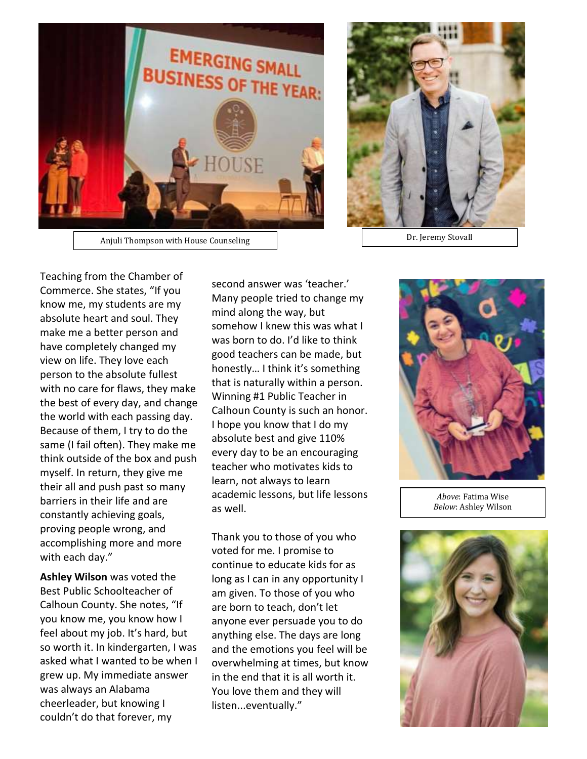Anjuli Thompson with House Counseling

Dr. Jeremy Stovall

Teaching from the Chamber of Commerce. She states, "If you know me, my students are my absolute heart and soul. They make me a better person and have completely changed my view on life. They love each person to the absolute fullest with no care for flaws, they make the best of every day, and change the world with each passing day. Because of them, I try to do the same (I fail often). They make me think outside of the box and push myself. In return, they give me their all and push past so many barriers in their life and are constantly achieving goals, proving people wrong, and accomplishing more and more with each day."

**Ashley Wilson** was voted the Best Public Schoolteacher of Calhoun County. She notes, "If you know me, you know how I feel about my job. It's hard, but so worth it. In kindergarten, I was asked what I wanted to be when I grew up. My immediate answer was always an Alabama cheerleader, but knowing I couldn't do that forever, my second answer was 'teacher.' Many people tried to change my mind along the way, but somehow I knew this was what I was born to do. I'd like to think good teachers can be made, but honestly… I think it's something that is naturally within a person. Winning #1 Public Teacher in Calhoun County is such an honor. I hope you know that I do my absolute best and give 110% every day to be an encouraging teacher who motivates kids to learn, not always to learn academic lessons, but life lessons as well.

Thank you to those of you who voted for me. I promise to continue to educate kids for as long as I can in any opportunity I am given. To those of you who are born to teach, don't let anyone ever persuade you to do anything else. The days are long and the emotions you feel will be overwhelming at times, but know in the end that it is all worth it. You love them and they will listen...eventually."

*Above*: Fatima Wise
*Below*: Ashley Wilson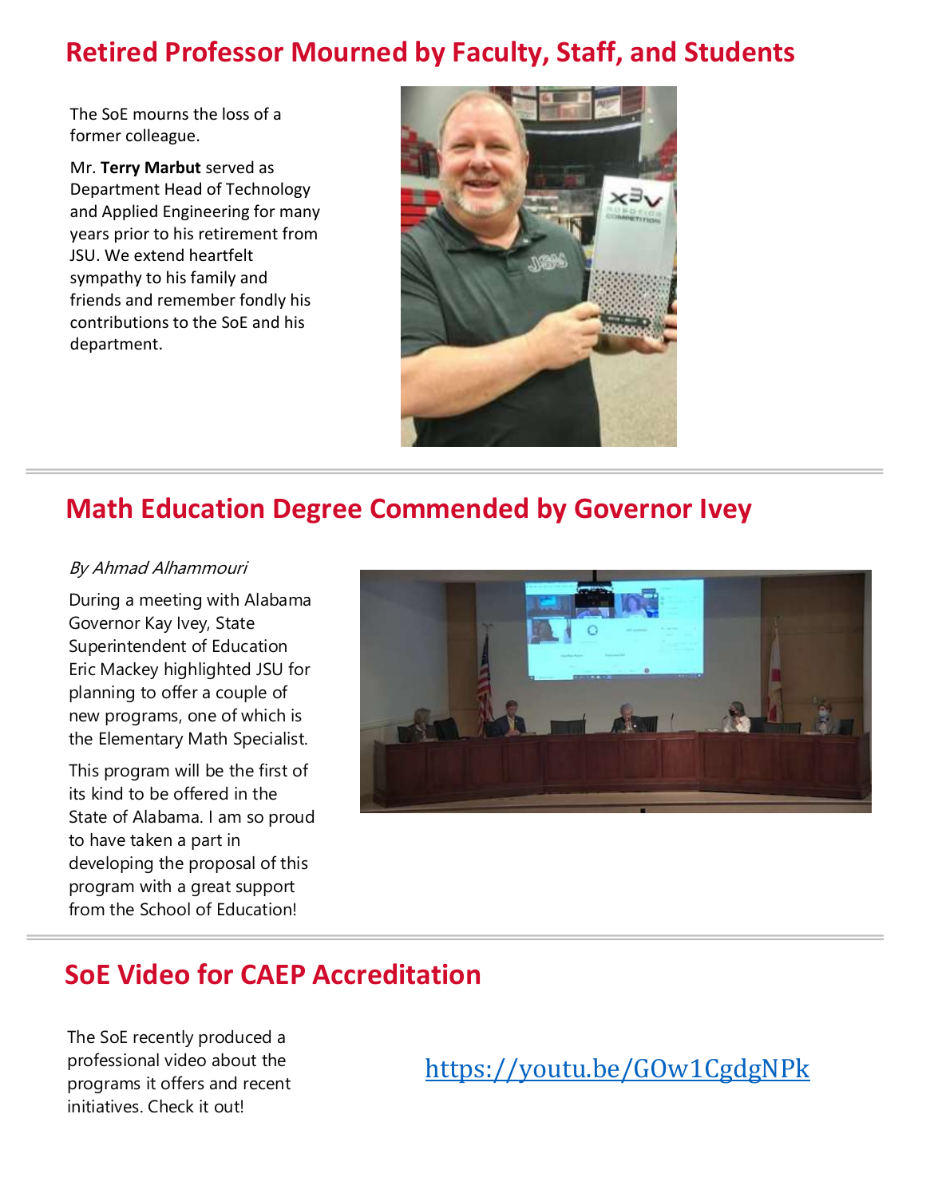## Retired Professor Mourned by Faculty, Staff, and Students

The SoE mourns the loss of a former colleague.

Mr. **Terry Marbut** served as Department Head of Technology and Applied Engineering for many years prior to his retirement from JSU. We extend heartfelt sympathy to his family and friends and remember fondly his contributions to the SoE and his department.

## Math Education Degree Commended by Governor Ivey

*By Ahmad Alhammouri*

During a meeting with Alabama Governor Kay Ivey, State Superintendent of Education Eric Mackey highlighted JSU for planning to offer a couple of new programs, one of which is the Elementary Math Specialist.

This program will be the first of its kind to be offered in the State of Alabama. I am so proud to have taken a part in developing the proposal of this program with a great support from the School of Education!

## SoE Video for CAEP Accreditation

The SoE recently produced a professional video about the programs it offers and recent initiatives. Check it out!

https://youtu.be/GOw1CgdgNPk